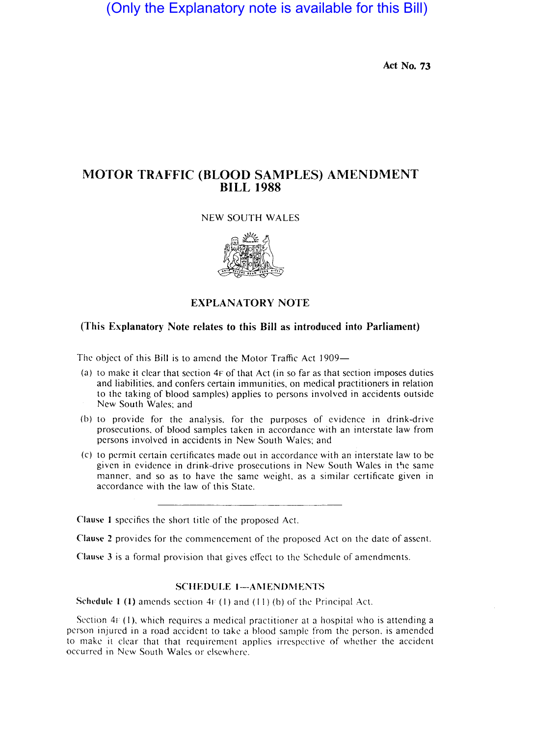(Only the Explanatory note is available for this Bill)

Act No. 73

# MOTOR TRAFFIC (BLOOD SAMPLES) AMENDMENT BILL 1988

NEW SOUTH WALES

## EXPLANATORY NOTE

**(This Explanatory Note relates to this Bill as introduced into Parliament)**

The object of this Bill is to amend the Motor Traffic Act 1909—

(a) to make it clear that section 4F of that Act (in so far as that section imposes duties and liabilities, and confers certain immunities, on medical practitioners in relation to the taking of blood samples) applies to persons involved in accidents outside New South Wales; and

(b) to provide for the analysis, for the purposes of evidence in drink-drive prosecutions, of blood samples taken in accordance with an interstate law from persons involved in accidents in New South Wales; and

(c) to permit certain certificates made out in accordance with an interstate law to be given in evidence in drink-drive prosecutions in New South Wales in the same manner, and so as to have the same weight, as a similar certificate given in accordance with the law of this State.

---

**Clause 1** specifies the short title of the proposed Act.

**Clause 2** provides for the commencement of the proposed Act on the date of assent.

**Clause 3** is a formal provision that gives effect to the Schedule of amendments.

### SCHEDULE 1—AMENDMENTS

**Schedule 1 (1)** amends section 4F (1) and (11) (b) of the Principal Act.

Section 4F (1), which requires a medical practitioner at a hospital who is attending a person injured in a road accident to take a blood sample from the person, is amended to make it clear that that requirement applies irrespective of whether the accident occurred in New South Wales or elsewhere.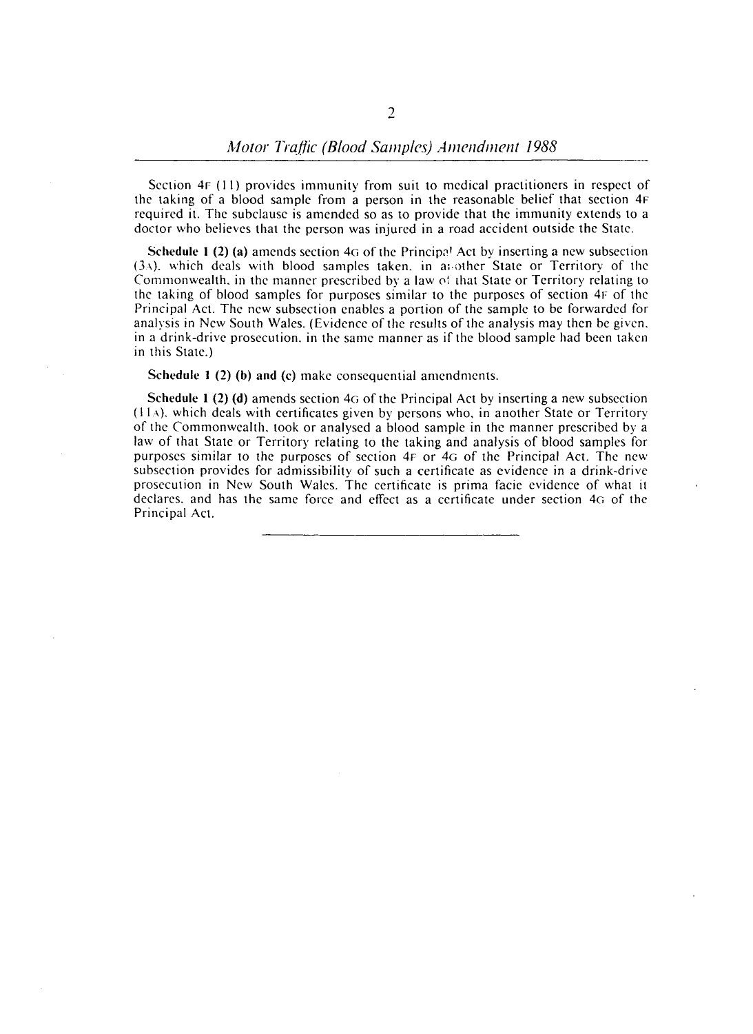Section 4F (11) provides immunity from suit to medical practitioners in respect of the taking of a blood sample from a person in the reasonable belief that section 4F required it. The subclause is amended so as to provide that the immunity extends to a doctor who believes that the person was injured in a road accident outside the State.

**Schedule 1 (2) (a)** amends section 4G of the Principal Act by inserting a new subsection (3A), which deals with blood samples taken, in another State or Territory of the Commonwealth, in the manner prescribed by a law of that State or Territory relating to the taking of blood samples for purposes similar to the purposes of section 4F of the Principal Act. The new subsection enables a portion of the sample to be forwarded for analysis in New South Wales. (Evidence of the results of the analysis may then be given, in a drink-drive prosecution, in the same manner as if the blood sample had been taken in this State.)

**Schedule 1 (2) (b) and (c)** make consequential amendments.

**Schedule 1 (2) (d)** amends section 4G of the Principal Act by inserting a new subsection (11A), which deals with certificates given by persons who, in another State or Territory of the Commonwealth, took or analysed a blood sample in the manner prescribed by a law of that State or Territory relating to the taking and analysis of blood samples for purposes similar to the purposes of section 4F or 4G of the Principal Act. The new subsection provides for admissibility of such a certificate as evidence in a drink-drive prosecution in New South Wales. The certificate is prima facie evidence of what it declares, and has the same force and effect as a certificate under section 4G of the Principal Act.